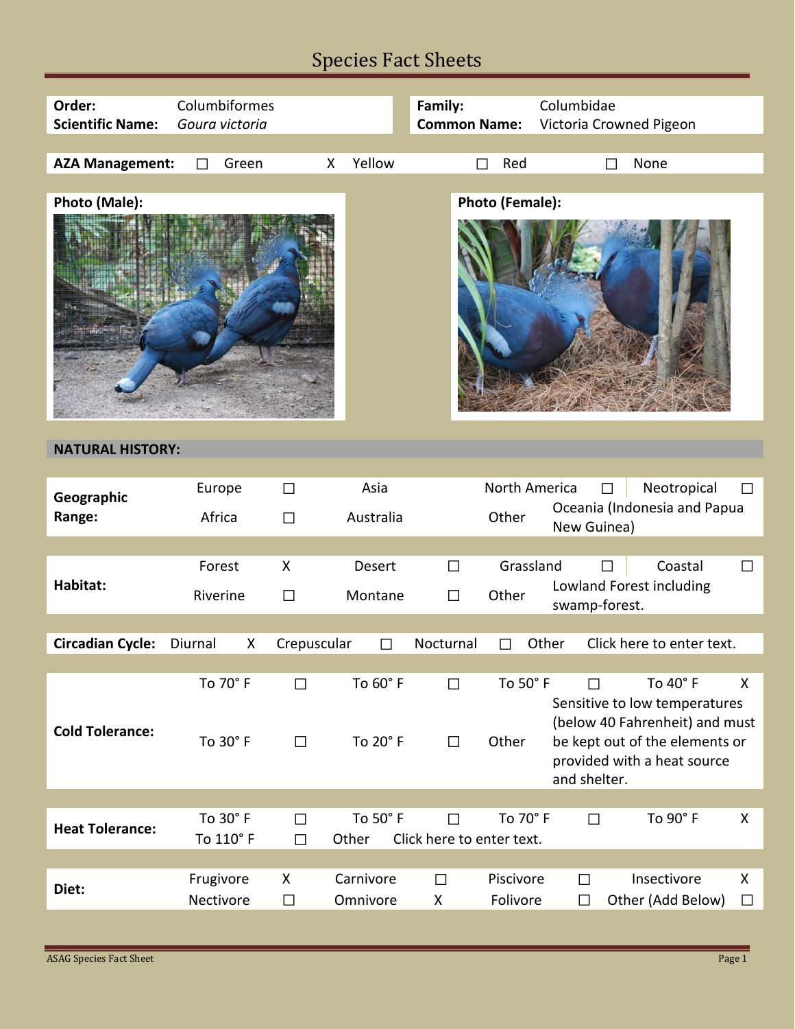# Species Fact Sheets

| | | | |
|---|---|---|---|
| **Order:** | Columbiformes | **Family:** | Columbidae |
| **Scientific Name:** | *Goura victoria* | **Common Name:** | Victoria Crowned Pigeon |

**AZA Management:** ☐ Green X Yellow ☐ Red ☐ None

**Photo (Male):**

**Photo (Female):**

## NATURAL HISTORY:

| **Geographic Range:** | | | | | | | |
|---|---|---|---|---|---|---|---|
| Europe | ☐ | Asia | | North America | ☐ | Neotropical | ☐ |
| Africa | ☐ | Australia | | Other | Oceania (Indonesia and Papua New Guinea) | | |

| **Habitat:** | | | | | | | |
|---|---|---|---|---|---|---|---|
| Forest | X | Desert | ☐ | Grassland | ☐ | Coastal | ☐ |
| Riverine | ☐ | Montane | ☐ | Other | Lowland Forest including swamp-forest. | | |

**Circadian Cycle:** Diurnal X Crepuscular ☐ Nocturnal ☐ Other Click here to enter text.

| **Cold Tolerance:** | | | | | | | |
|---|---|---|---|---|---|---|---|
| To 70° F | ☐ | To 60° F | ☐ | To 50° F | ☐ | To 40° F | X |
| To 30° F | ☐ | To 20° F | ☐ | Other | Sensitive to low temperatures (below 40 Fahrenheit) and must be kept out of the elements or provided with a heat source and shelter. | | |

| **Heat Tolerance:** | | | | | | | |
|---|---|---|---|---|---|---|---|
| To 30° F | ☐ | To 50° F | ☐ | To 70° F | ☐ | To 90° F | X |
| To 110° F | ☐ | Other | Click here to enter text. | | | | |

| **Diet:** | | | | | | | |
|---|---|---|---|---|---|---|---|
| Frugivore | X | Carnivore | ☐ | Piscivore | ☐ | Insectivore | X |
| Nectivore | ☐ | Omnivore | X | Folivore | ☐ | Other (Add Below) | ☐ |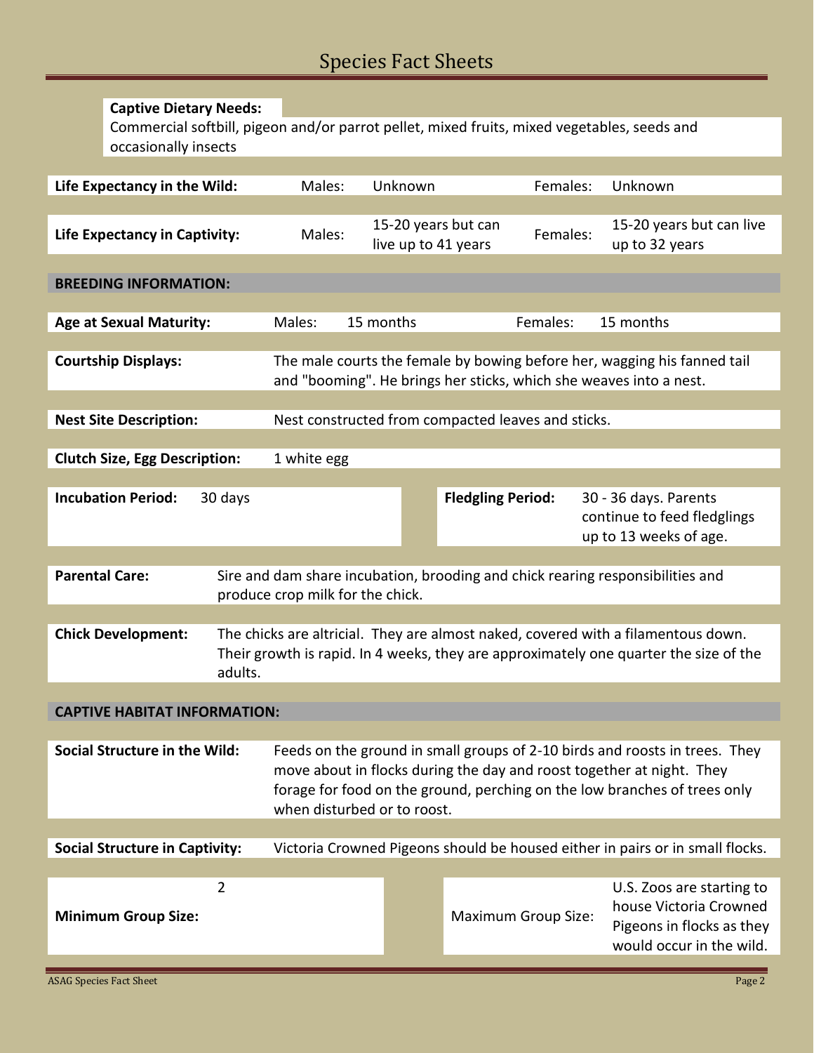**Captive Dietary Needs:**

Commercial softbill, pigeon and/or parrot pellet, mixed fruits, mixed vegetables, seeds and occasionally insects

| | | | | |
|---|---|---|---|---|
| **Life Expectancy in the Wild:** | Males: | Unknown | Females: | Unknown |
| **Life Expectancy in Captivity:** | Males: | 15-20 years but can live up to 41 years | Females: | 15-20 years but can live up to 32 years |

## BREEDING INFORMATION:

| | | | | |
|---|---|---|---|---|
| **Age at Sexual Maturity:** | Males: | 15 months | Females: | 15 months |

**Courtship Displays:** The male courts the female by bowing before her, wagging his fanned tail and "booming". He brings her sticks, which she weaves into a nest.

**Nest Site Description:** Nest constructed from compacted leaves and sticks.

**Clutch Size, Egg Description:** 1 white egg

**Incubation Period:** 30 days

**Fledgling Period:** 30 - 36 days. Parents continue to feed fledglings up to 13 weeks of age.

**Parental Care:** Sire and dam share incubation, brooding and chick rearing responsibilities and produce crop milk for the chick.

**Chick Development:** The chicks are altricial. They are almost naked, covered with a filamentous down. Their growth is rapid. In 4 weeks, they are approximately one quarter the size of the adults.

## CAPTIVE HABITAT INFORMATION:

**Social Structure in the Wild:** Feeds on the ground in small groups of 2-10 birds and roosts in trees. They move about in flocks during the day and roost together at night. They forage for food on the ground, perching on the low branches of trees only when disturbed or to roost.

**Social Structure in Captivity:** Victoria Crowned Pigeons should be housed either in pairs or in small flocks.

**Minimum Group Size:** 2

Maximum Group Size: U.S. Zoos are starting to house Victoria Crowned Pigeons in flocks as they would occur in the wild.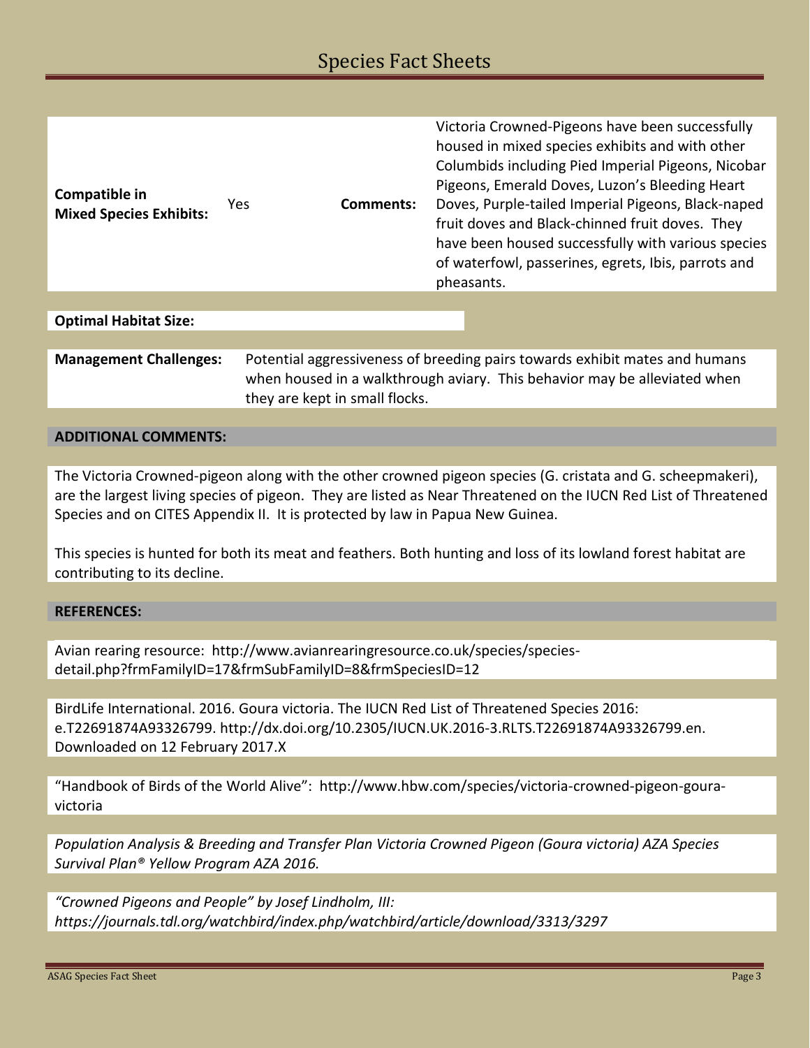| Compatible in Mixed Species Exhibits: | Yes | Comments: | Victoria Crowned-Pigeons have been successfully housed in mixed species exhibits and with other Columbids including Pied Imperial Pigeons, Nicobar Pigeons, Emerald Doves, Luzon's Bleeding Heart Doves, Purple-tailed Imperial Pigeons, Black-naped fruit doves and Black-chinned fruit doves. They have been housed successfully with various species of waterfowl, passerines, egrets, Ibis, parrots and pheasants. |
|---|---|---|---|

**Optimal Habitat Size:**

| Management Challenges: | Potential aggressiveness of breeding pairs towards exhibit mates and humans when housed in a walkthrough aviary. This behavior may be alleviated when they are kept in small flocks. |
|---|---|

## ADDITIONAL COMMENTS:

The Victoria Crowned-pigeon along with the other crowned pigeon species (G. cristata and G. scheepmakeri), are the largest living species of pigeon. They are listed as Near Threatened on the IUCN Red List of Threatened Species and on CITES Appendix II. It is protected by law in Papua New Guinea.

This species is hunted for both its meat and feathers. Both hunting and loss of its lowland forest habitat are contributing to its decline.

## REFERENCES:

Avian rearing resource: http://www.avianrearingresource.co.uk/species/species-detail.php?frmFamilyID=17&frmSubFamilyID=8&frmSpeciesID=12

BirdLife International. 2016. Goura victoria. The IUCN Red List of Threatened Species 2016: e.T22691874A93326799. http://dx.doi.org/10.2305/IUCN.UK.2016-3.RLTS.T22691874A93326799.en. Downloaded on 12 February 2017.X

"Handbook of Birds of the World Alive": http://www.hbw.com/species/victoria-crowned-pigeon-goura-victoria

*Population Analysis & Breeding and Transfer Plan Victoria Crowned Pigeon (Goura victoria) AZA Species Survival Plan® Yellow Program AZA 2016.*

*"Crowned Pigeons and People" by Josef Lindholm, III: https://journals.tdl.org/watchbird/index.php/watchbird/article/download/3313/3297*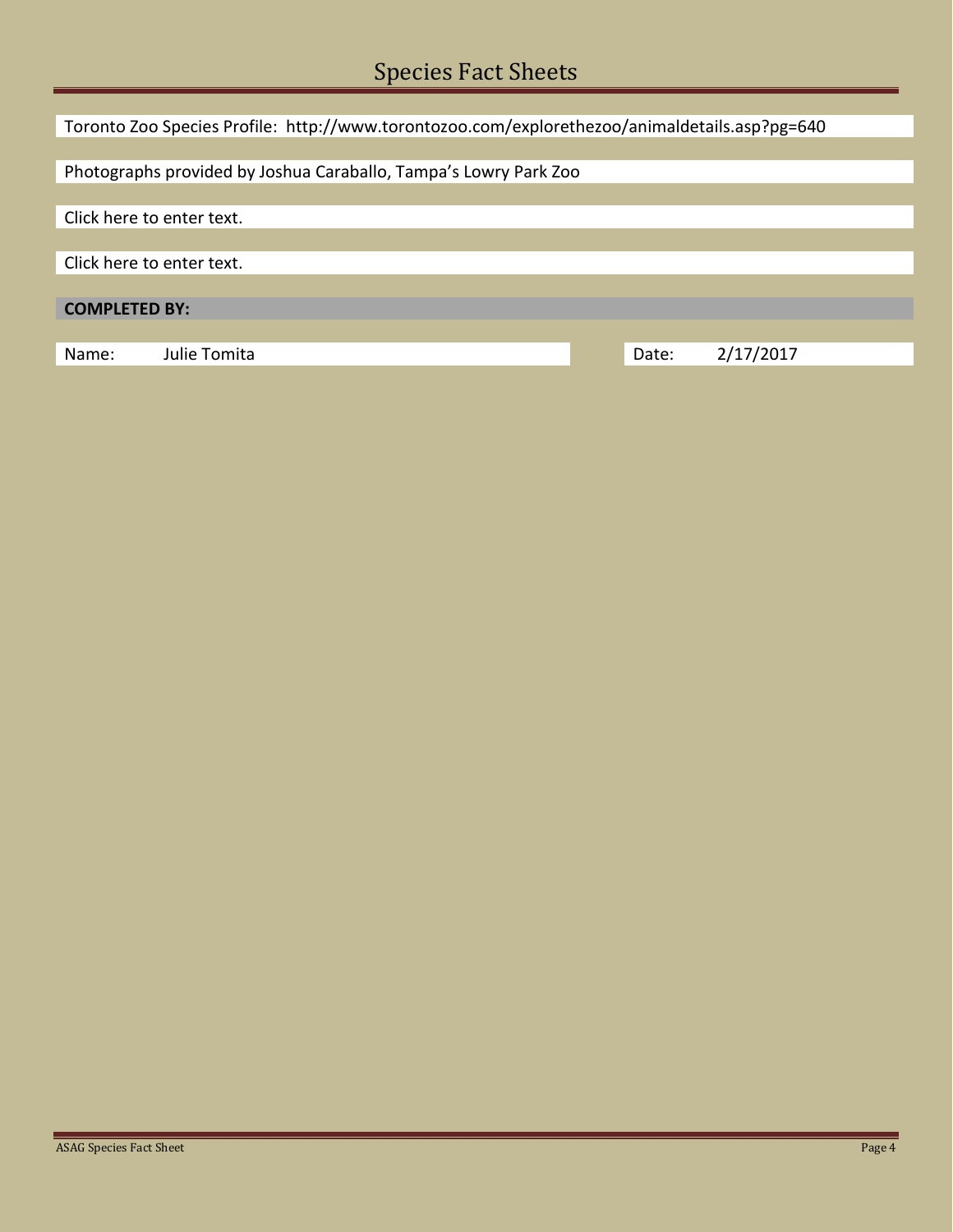# Species Fact Sheets

Toronto Zoo Species Profile: http://www.torontozoo.com/explorethezoo/animaldetails.asp?pg=640

Photographs provided by Joshua Caraballo, Tampa's Lowry Park Zoo

Click here to enter text.

Click here to enter text.

**COMPLETED BY:**

Name: Julie Tomita

Date: 2/17/2017